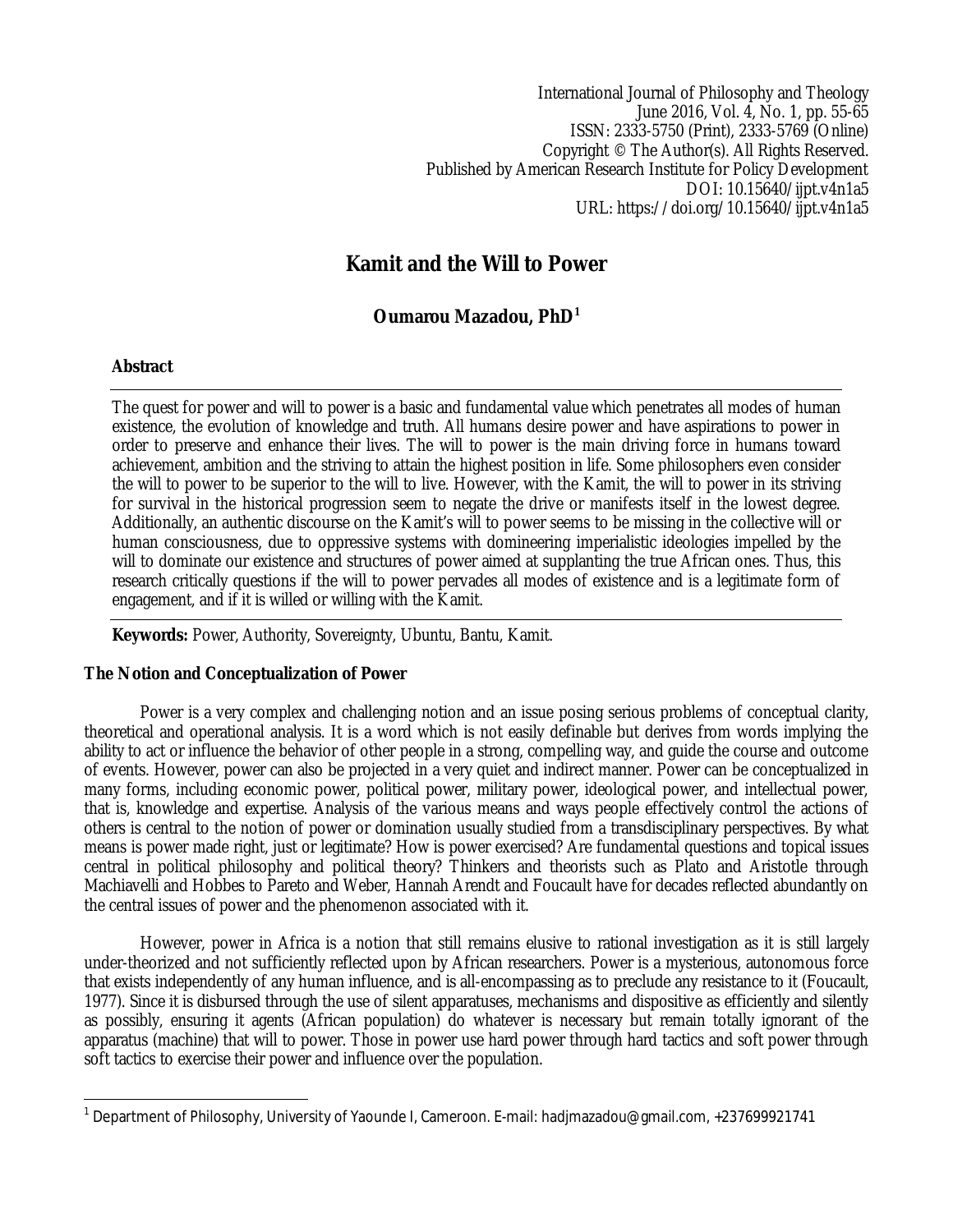International Journal of Philosophy and Theology
June 2016, Vol. 4, No. 1, pp. 55-65
ISSN: 2333-5750 (Print), 2333-5769 (Online)
Copyright © The Author(s). All Rights Reserved.
Published by American Research Institute for Policy Development
DOI: 10.15640/ijpt.v4n1a5
URL: https://doi.org/10.15640/ijpt.v4n1a5

# Kamit and the Will to Power

**Oumarou Mazadou, PhD**[1]

## Abstract

The quest for power and will to power is a basic and fundamental value which penetrates all modes of human existence, the evolution of knowledge and truth. All humans desire power and have aspirations to power in order to preserve and enhance their lives. The will to power is the main driving force in humans toward achievement, ambition and the striving to attain the highest position in life. Some philosophers even consider the will to power to be superior to the will to live. However, with the Kamit, the will to power in its striving for survival in the historical progression seem to negate the drive or manifests itself in the lowest degree. Additionally, an authentic discourse on the Kamit's will to power seems to be missing in the collective will or human consciousness, due to oppressive systems with domineering imperialistic ideologies impelled by the will to dominate our existence and structures of power aimed at supplanting the true African ones. Thus, this research critically questions if the will to power pervades all modes of existence and is a legitimate form of engagement, and if it is willed or willing with the Kamit.

**Keywords:** Power, Authority, Sovereignty, Ubuntu, Bantu, Kamit.

## The Notion and Conceptualization of Power

Power is a very complex and challenging notion and an issue posing serious problems of conceptual clarity, theoretical and operational analysis. It is a word which is not easily definable but derives from words implying the ability to act or influence the behavior of other people in a strong, compelling way, and guide the course and outcome of events. However, power can also be projected in a very quiet and indirect manner. Power can be conceptualized in many forms, including economic power, political power, military power, ideological power, and intellectual power, that is, knowledge and expertise. Analysis of the various means and ways people effectively control the actions of others is central to the notion of power or domination usually studied from a transdisciplinary perspectives. By what means is power made right, just or legitimate? How is power exercised? Are fundamental questions and topical issues central in political philosophy and political theory? Thinkers and theorists such as Plato and Aristotle through Machiavelli and Hobbes to Pareto and Weber, Hannah Arendt and Foucault have for decades reflected abundantly on the central issues of power and the phenomenon associated with it.

However, power in Africa is a notion that still remains elusive to rational investigation as it is still largely under-theorized and not sufficiently reflected upon by African researchers. Power is a mysterious, autonomous force that exists independently of any human influence, and is all-encompassing as to preclude any resistance to it (Foucault, 1977). Since it is disbursed through the use of silent apparatuses, mechanisms and dispositive as efficiently and silently as possibly, ensuring it agents (African population) do whatever is necessary but remain totally ignorant of the apparatus (machine) that will to power. Those in power use hard power through hard tactics and soft power through soft tactics to exercise their power and influence over the population.

---

[1] Department of Philosophy, University of Yaounde I, Cameroon. E-mail: hadjmazadou@gmail.com, +237699921741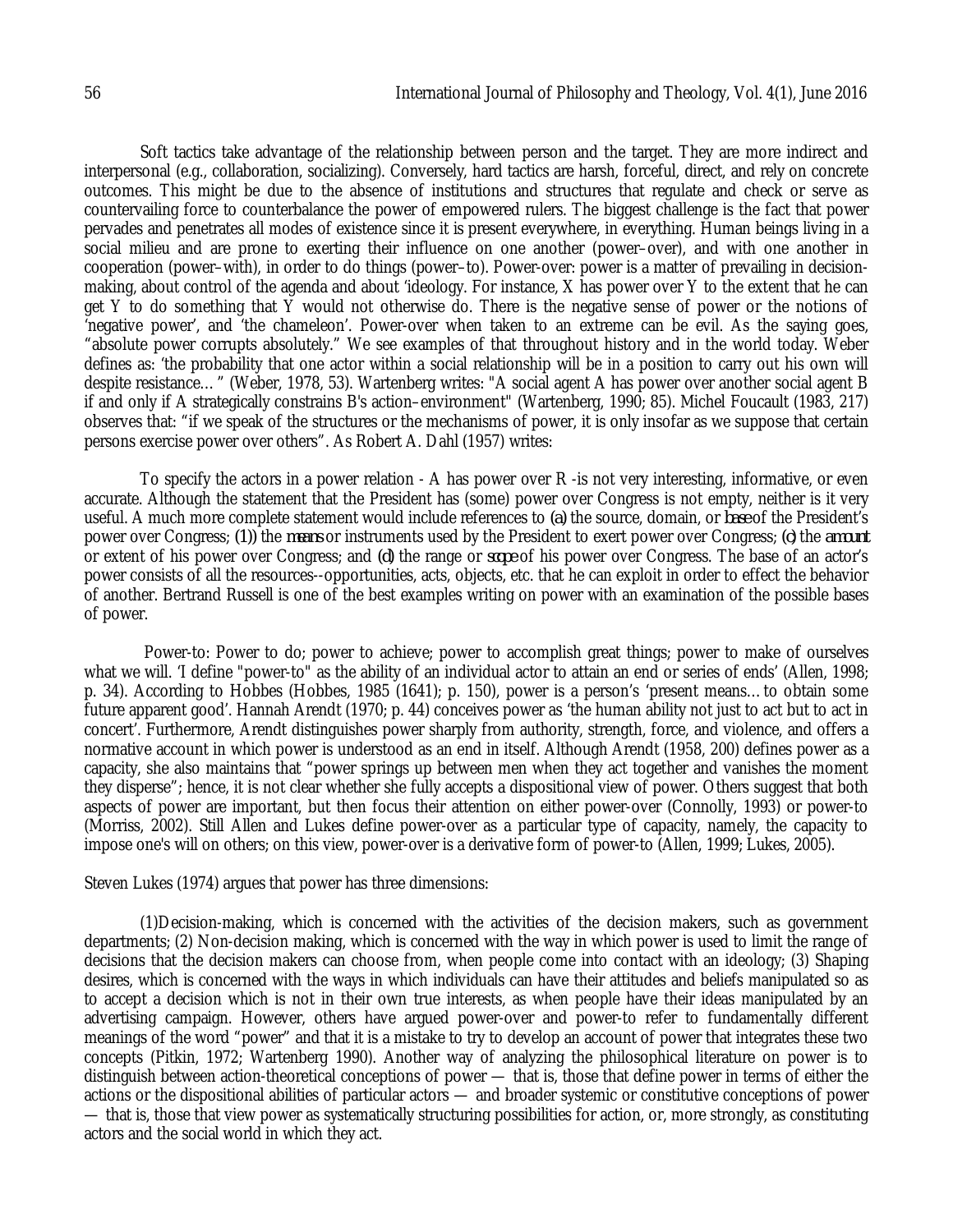Soft tactics take advantage of the relationship between person and the target. They are more indirect and interpersonal (e.g., collaboration, socializing). Conversely, hard tactics are harsh, forceful, direct, and rely on concrete outcomes. This might be due to the absence of institutions and structures that regulate and check or serve as countervailing force to counterbalance the power of empowered rulers. The biggest challenge is the fact that power pervades and penetrates all modes of existence since it is present everywhere, in everything. Human beings living in a social milieu and are prone to exerting their influence on one another (power–over), and with one another in cooperation (power–with), in order to do things (power–to). Power-over: power is a matter of prevailing in decision-making, about control of the agenda and about 'ideology. For instance, X has power over Y to the extent that he can get Y to do something that Y would not otherwise do. There is the negative sense of power or the notions of 'negative power', and 'the chameleon'. Power-over when taken to an extreme can be evil. As the saying goes, "absolute power corrupts absolutely." We see examples of that throughout history and in the world today. Weber defines as: 'the probability that one actor within a social relationship will be in a position to carry out his own will despite resistance… " (Weber, 1978, 53). Wartenberg writes: "A social agent A has power over another social agent B if and only if A strategically constrains B's action–environment" (Wartenberg, 1990; 85). Michel Foucault (1983, 217) observes that: "if we speak of the structures or the mechanisms of power, it is only insofar as we suppose that certain persons exercise power over others". As Robert A. Dahl (1957) writes:

> To specify the actors in a power relation - A has power over R -is not very interesting, informative, or even accurate. Although the statement that the President has (some) power over Congress is not empty, neither is it very useful. A much more complete statement would include references to (a) the source, domain, or *base* of the President's power over Congress; (1)) the *means* or instruments used by the President to exert power over Congress; (c) the *amount* or extent of his power over Congress; and (d) the range or *scope* of his power over Congress. The base of an actor's power consists of all the resources--opportunities, acts, objects, etc. that he can exploit in order to effect the behavior of another. Bertrand Russell is one of the best examples writing on power with an examination of the possible bases of power.

Power-to: Power to do; power to achieve; power to accomplish great things; power to make of ourselves what we will. 'I define "power-to" as the ability of an individual actor to attain an end or series of ends' (Allen, 1998; p. 34). According to Hobbes (Hobbes, 1985 (1641); p. 150), power is a person's 'present means…to obtain some future apparent good'. Hannah Arendt (1970; p. 44) conceives power as 'the human ability not just to act but to act in concert'. Furthermore, Arendt distinguishes power sharply from authority, strength, force, and violence, and offers a normative account in which power is understood as an end in itself. Although Arendt (1958, 200) defines power as a capacity, she also maintains that "power springs up between men when they act together and vanishes the moment they disperse"; hence, it is not clear whether she fully accepts a dispositional view of power. Others suggest that both aspects of power are important, but then focus their attention on either power-over (Connolly, 1993) or power-to (Morriss, 2002). Still Allen and Lukes define power-over as a particular type of capacity, namely, the capacity to impose one's will on others; on this view, power-over is a derivative form of power-to (Allen, 1999; Lukes, 2005).

Steven Lukes (1974) argues that power has three dimensions:

(1)Decision-making, which is concerned with the activities of the decision makers, such as government departments; (2) Non-decision making, which is concerned with the way in which power is used to limit the range of decisions that the decision makers can choose from, when people come into contact with an ideology; (3) Shaping desires, which is concerned with the ways in which individuals can have their attitudes and beliefs manipulated so as to accept a decision which is not in their own true interests, as when people have their ideas manipulated by an advertising campaign. However, others have argued power-over and power-to refer to fundamentally different meanings of the word "power" and that it is a mistake to try to develop an account of power that integrates these two concepts (Pitkin, 1972; Wartenberg 1990). Another way of analyzing the philosophical literature on power is to distinguish between action-theoretical conceptions of power — that is, those that define power in terms of either the actions or the dispositional abilities of particular actors — and broader systemic or constitutive conceptions of power — that is, those that view power as systematically structuring possibilities for action, or, more strongly, as constituting actors and the social world in which they act.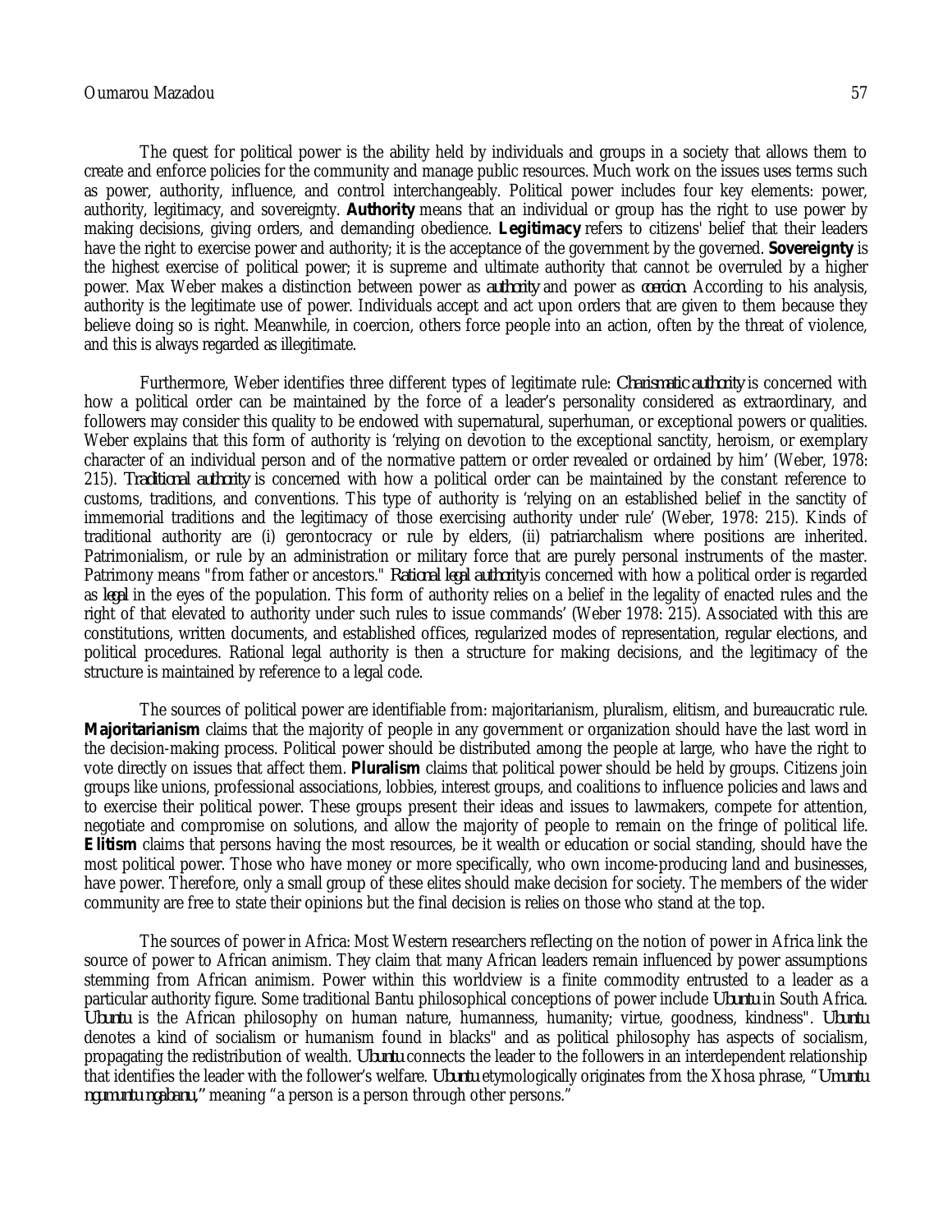The quest for political power is the ability held by individuals and groups in a society that allows them to create and enforce policies for the community and manage public resources. Much work on the issues uses terms such as power, authority, influence, and control interchangeably. Political power includes four key elements: power, authority, legitimacy, and sovereignty. **Authority** means that an individual or group has the right to use power by making decisions, giving orders, and demanding obedience. **Legitimacy** refers to citizens' belief that their leaders have the right to exercise power and authority; it is the acceptance of the government by the governed. **Sovereignty** is the highest exercise of political power; it is supreme and ultimate authority that cannot be overruled by a higher power. Max Weber makes a distinction between power as *authority* and power as *coercion*. According to his analysis, authority is the legitimate use of power. Individuals accept and act upon orders that are given to them because they believe doing so is right. Meanwhile, in coercion, others force people into an action, often by the threat of violence, and this is always regarded as illegitimate.

Furthermore, Weber identifies three different types of legitimate rule: *Charismatic authority* is concerned with how a political order can be maintained by the force of a leader's personality considered as extraordinary, and followers may consider this quality to be endowed with supernatural, superhuman, or exceptional powers or qualities. Weber explains that this form of authority is 'relying on devotion to the exceptional sanctity, heroism, or exemplary character of an individual person and of the normative pattern or order revealed or ordained by him' (Weber, 1978: 215). *Traditional authority* is concerned with how a political order can be maintained by the constant reference to customs, traditions, and conventions. This type of authority is 'relying on an established belief in the sanctity of immemorial traditions and the legitimacy of those exercising authority under rule' (Weber, 1978: 215). Kinds of traditional authority are (i) gerontocracy or rule by elders, (ii) patriarchalism where positions are inherited. Patrimonialism, or rule by an administration or military force that are purely personal instruments of the master. Patrimony means "from father or ancestors." *Rational legal authority* is concerned with how a political order is regarded as *legal* in the eyes of the population. This form of authority relies on a belief in the legality of enacted rules and the right of that elevated to authority under such rules to issue commands' (Weber 1978: 215). Associated with this are constitutions, written documents, and established offices, regularized modes of representation, regular elections, and political procedures. Rational legal authority is then a structure for making decisions, and the legitimacy of the structure is maintained by reference to a legal code.

The sources of political power are identifiable from: majoritarianism, pluralism, elitism, and bureaucratic rule. **Majoritarianism** claims that the majority of people in any government or organization should have the last word in the decision-making process. Political power should be distributed among the people at large, who have the right to vote directly on issues that affect them. **Pluralism** claims that political power should be held by groups. Citizens join groups like unions, professional associations, lobbies, interest groups, and coalitions to influence policies and laws and to exercise their political power. These groups present their ideas and issues to lawmakers, compete for attention, negotiate and compromise on solutions, and allow the majority of people to remain on the fringe of political life. **Elitism** claims that persons having the most resources, be it wealth or education or social standing, should have the most political power. Those who have money or more specifically, who own income-producing land and businesses, have power. Therefore, only a small group of these elites should make decision for society. The members of the wider community are free to state their opinions but the final decision is relies on those who stand at the top.

The sources of power in Africa: Most Western researchers reflecting on the notion of power in Africa link the source of power to African animism. They claim that many African leaders remain influenced by power assumptions stemming from African animism. Power within this worldview is a finite commodity entrusted to a leader as a particular authority figure. Some traditional Bantu philosophical conceptions of power include *Ubuntu* in South Africa. *Ubuntu* is the African philosophy on human nature, humanness, humanity; virtue, goodness, kindness". *Ubuntu* denotes a kind of socialism or humanism found in blacks" and as political philosophy has aspects of socialism, propagating the redistribution of wealth. *Ubuntu* connects the leader to the followers in an interdependent relationship that identifies the leader with the follower's welfare. *Ubuntu* etymologically originates from the Xhosa phrase, "*Umuntu ngumuntu ngabanu,*" meaning "a person is a person through other persons."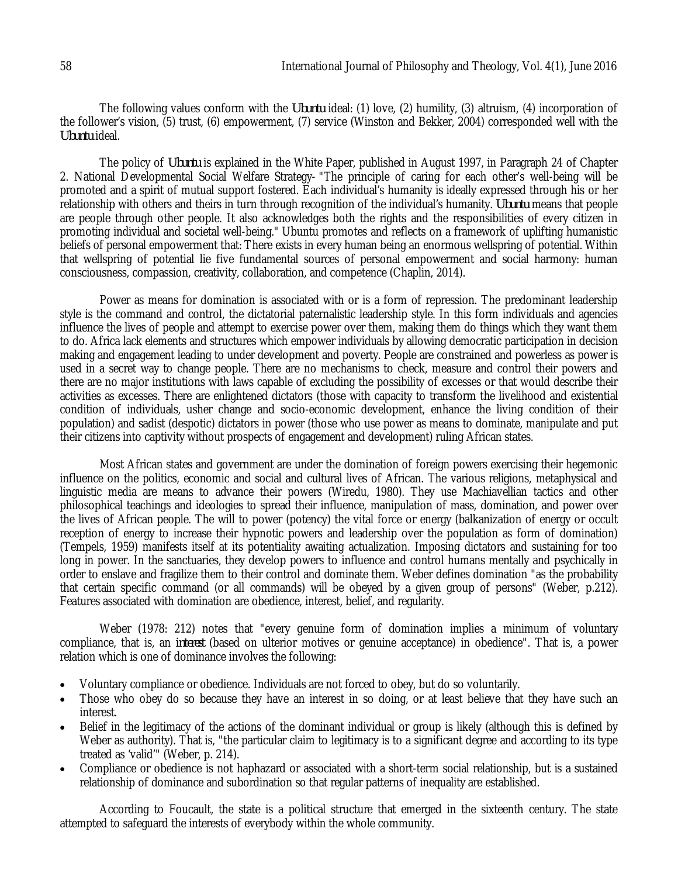The following values conform with the *Ubuntu* ideal: (1) love, (2) humility, (3) altruism, (4) incorporation of the follower's vision, (5) trust, (6) empowerment, (7) service (Winston and Bekker, 2004) corresponded well with the *Ubuntu* ideal.

The policy of *Ubuntu* is explained in the White Paper, published in August 1997, in Paragraph 24 of Chapter 2. National Developmental Social Welfare Strategy- "The principle of caring for each other's well-being will be promoted and a spirit of mutual support fostered. Each individual's humanity is ideally expressed through his or her relationship with others and theirs in turn through recognition of the individual's humanity. *Ubuntu* means that people are people through other people. It also acknowledges both the rights and the responsibilities of every citizen in promoting individual and societal well-being." Ubuntu promotes and reflects on a framework of uplifting humanistic beliefs of personal empowerment that: There exists in every human being an enormous wellspring of potential. Within that wellspring of potential lie five fundamental sources of personal empowerment and social harmony: human consciousness, compassion, creativity, collaboration, and competence (Chaplin, 2014).

Power as means for domination is associated with or is a form of repression. The predominant leadership style is the command and control, the dictatorial paternalistic leadership style. In this form individuals and agencies influence the lives of people and attempt to exercise power over them, making them do things which they want them to do. Africa lack elements and structures which empower individuals by allowing democratic participation in decision making and engagement leading to under development and poverty. People are constrained and powerless as power is used in a secret way to change people. There are no mechanisms to check, measure and control their powers and there are no major institutions with laws capable of excluding the possibility of excesses or that would describe their activities as excesses. There are enlightened dictators (those with capacity to transform the livelihood and existential condition of individuals, usher change and socio-economic development, enhance the living condition of their population) and sadist (despotic) dictators in power (those who use power as means to dominate, manipulate and put their citizens into captivity without prospects of engagement and development) ruling African states.

Most African states and government are under the domination of foreign powers exercising their hegemonic influence on the politics, economic and social and cultural lives of African. The various religions, metaphysical and linguistic media are means to advance their powers (Wiredu, 1980). They use Machiavellian tactics and other philosophical teachings and ideologies to spread their influence, manipulation of mass, domination, and power over the lives of African people. The will to power (potency) the vital force or energy (balkanization of energy or occult reception of energy to increase their hypnotic powers and leadership over the population as form of domination) (Tempels, 1959) manifests itself at its potentiality awaiting actualization. Imposing dictators and sustaining for too long in power. In the sanctuaries, they develop powers to influence and control humans mentally and psychically in order to enslave and fragilize them to their control and dominate them. Weber defines domination "as the probability that certain specific command (or all commands) will be obeyed by a given group of persons" (Weber, p.212). Features associated with domination are obedience, interest, belief, and regularity.

Weber (1978: 212) notes that "every genuine form of domination implies a minimum of voluntary compliance, that is, an *interest* (based on ulterior motives or genuine acceptance) in obedience". That is, a power relation which is one of dominance involves the following:

- Voluntary compliance or obedience. Individuals are not forced to obey, but do so voluntarily.
- Those who obey do so because they have an interest in so doing, or at least believe that they have such an interest.
- Belief in the legitimacy of the actions of the dominant individual or group is likely (although this is defined by Weber as authority). That is, "the particular claim to legitimacy is to a significant degree and according to its type treated as 'valid'" (Weber, p. 214).
- Compliance or obedience is not haphazard or associated with a short-term social relationship, but is a sustained relationship of dominance and subordination so that regular patterns of inequality are established.

According to Foucault, the state is a political structure that emerged in the sixteenth century. The state attempted to safeguard the interests of everybody within the whole community.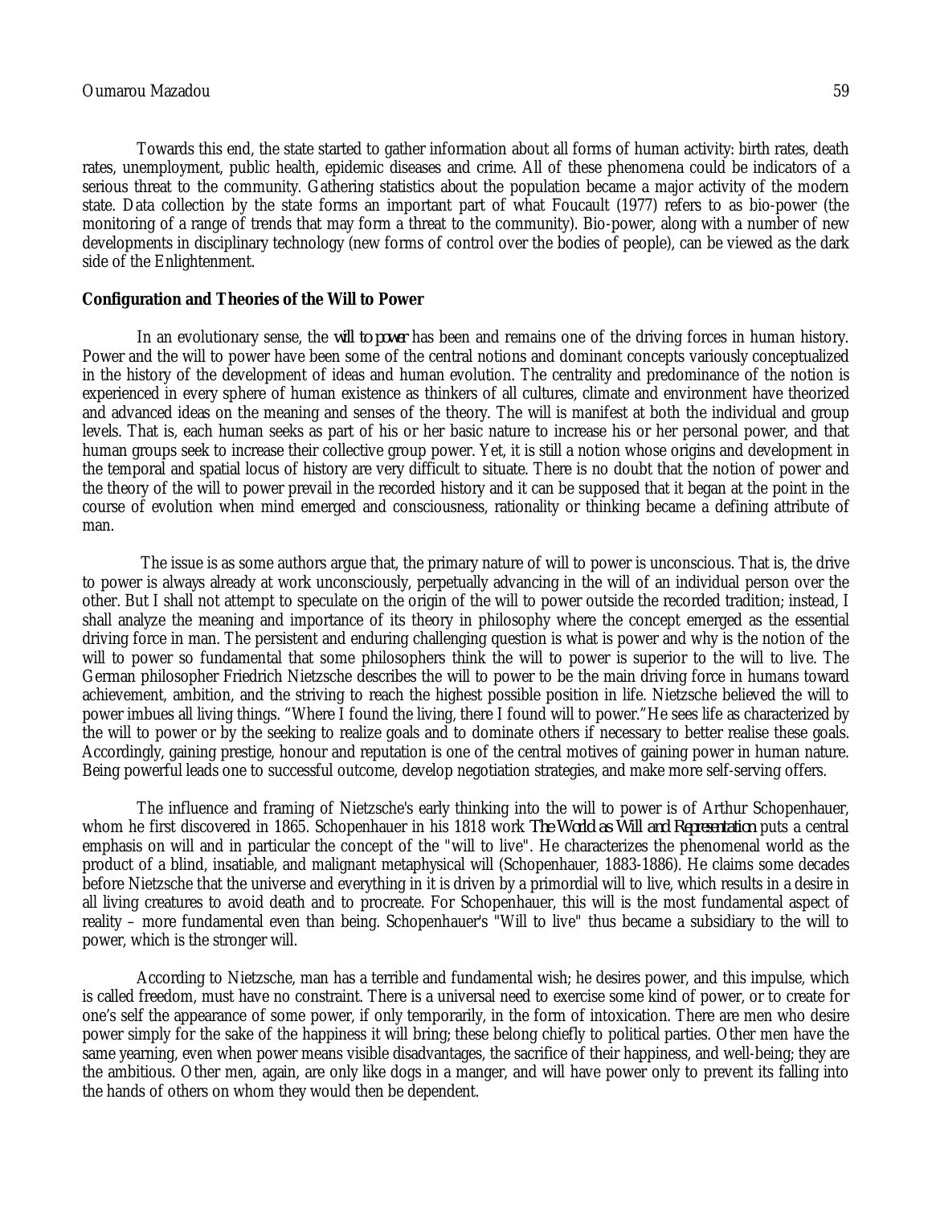Towards this end, the state started to gather information about all forms of human activity: birth rates, death rates, unemployment, public health, epidemic diseases and crime. All of these phenomena could be indicators of a serious threat to the community. Gathering statistics about the population became a major activity of the modern state. Data collection by the state forms an important part of what Foucault (1977) refers to as bio-power (the monitoring of a range of trends that may form a threat to the community). Bio-power, along with a number of new developments in disciplinary technology (new forms of control over the bodies of people), can be viewed as the dark side of the Enlightenment.

**Configuration and Theories of the Will to Power**

In an evolutionary sense, the *will to power* has been and remains one of the driving forces in human history. Power and the will to power have been some of the central notions and dominant concepts variously conceptualized in the history of the development of ideas and human evolution. The centrality and predominance of the notion is experienced in every sphere of human existence as thinkers of all cultures, climate and environment have theorized and advanced ideas on the meaning and senses of the theory. The will is manifest at both the individual and group levels. That is, each human seeks as part of his or her basic nature to increase his or her personal power, and that human groups seek to increase their collective group power. Yet, it is still a notion whose origins and development in the temporal and spatial locus of history are very difficult to situate. There is no doubt that the notion of power and the theory of the will to power prevail in the recorded history and it can be supposed that it began at the point in the course of evolution when mind emerged and consciousness, rationality or thinking became a defining attribute of man.

The issue is as some authors argue that, the primary nature of will to power is unconscious. That is, the drive to power is always already at work unconsciously, perpetually advancing in the will of an individual person over the other. But I shall not attempt to speculate on the origin of the will to power outside the recorded tradition; instead, I shall analyze the meaning and importance of its theory in philosophy where the concept emerged as the essential driving force in man. The persistent and enduring challenging question is what is power and why is the notion of the will to power so fundamental that some philosophers think the will to power is superior to the will to live. The German philosopher Friedrich Nietzsche describes the will to power to be the main driving force in humans toward achievement, ambition, and the striving to reach the highest possible position in life. Nietzsche believed the will to power imbues all living things. "Where I found the living, there I found will to power." He sees life as characterized by the will to power or by the seeking to realize goals and to dominate others if necessary to better realise these goals. Accordingly, gaining prestige, honour and reputation is one of the central motives of gaining power in human nature. Being powerful leads one to successful outcome, develop negotiation strategies, and make more self-serving offers.

The influence and framing of Nietzsche's early thinking into the will to power is of Arthur Schopenhauer, whom he first discovered in 1865. Schopenhauer in his 1818 work *The World as Will and Representation* puts a central emphasis on will and in particular the concept of the "will to live". He characterizes the phenomenal world as the product of a blind, insatiable, and malignant metaphysical will (Schopenhauer, 1883-1886). He claims some decades before Nietzsche that the universe and everything in it is driven by a primordial will to live, which results in a desire in all living creatures to avoid death and to procreate. For Schopenhauer, this will is the most fundamental aspect of reality – more fundamental even than being. Schopenhauer's "Will to live" thus became a subsidiary to the will to power, which is the stronger will.

According to Nietzsche, man has a terrible and fundamental wish; he desires power, and this impulse, which is called freedom, must have no constraint. There is a universal need to exercise some kind of power, or to create for one's self the appearance of some power, if only temporarily, in the form of intoxication. There are men who desire power simply for the sake of the happiness it will bring; these belong chiefly to political parties. Other men have the same yearning, even when power means visible disadvantages, the sacrifice of their happiness, and well-being; they are the ambitious. Other men, again, are only like dogs in a manger, and will have power only to prevent its falling into the hands of others on whom they would then be dependent.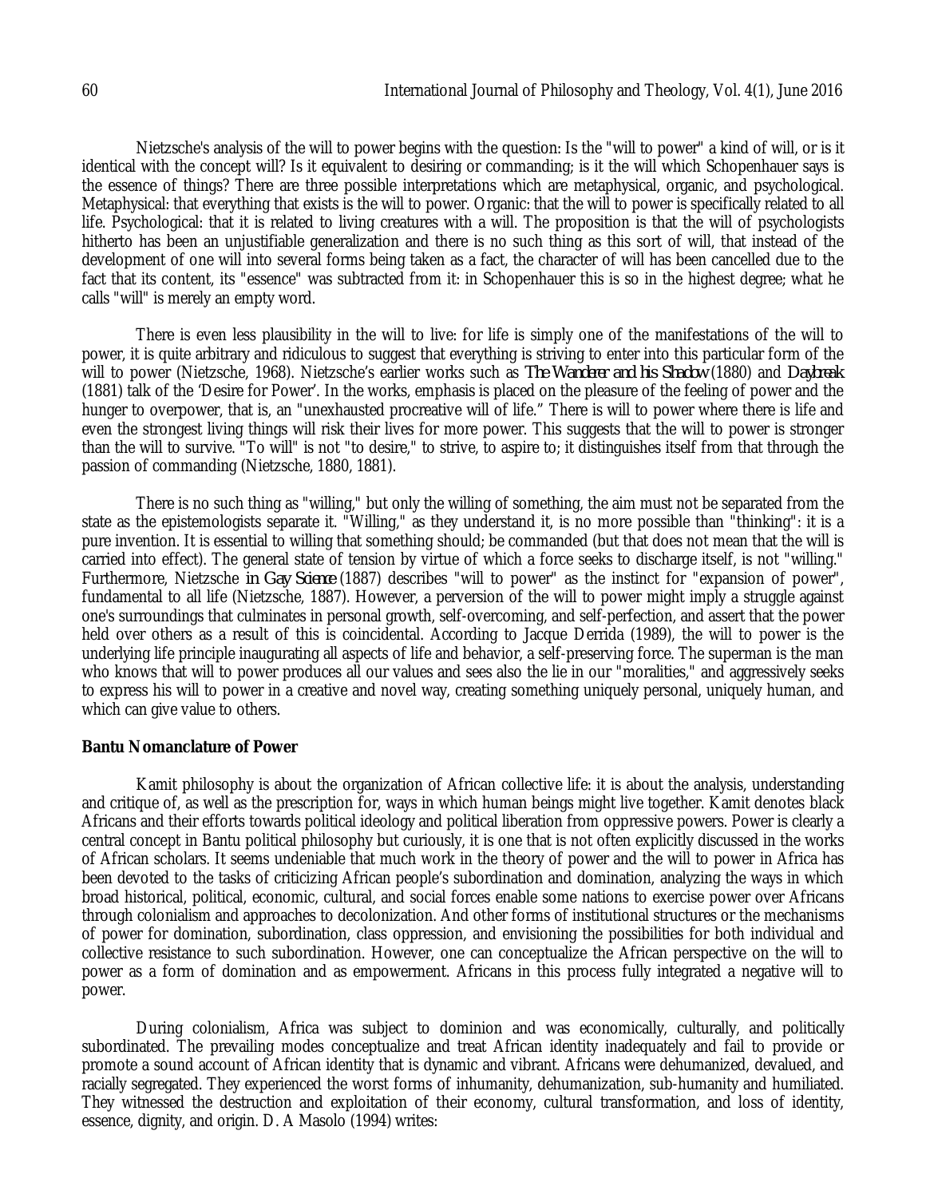Nietzsche's analysis of the will to power begins with the question: Is the "will to power" a kind of will, or is it identical with the concept will? Is it equivalent to desiring or commanding; is it the will which Schopenhauer says is the essence of things? There are three possible interpretations which are metaphysical, organic, and psychological. Metaphysical: that everything that exists is the will to power. Organic: that the will to power is specifically related to all life. Psychological: that it is related to living creatures with a will. The proposition is that the will of psychologists hitherto has been an unjustifiable generalization and there is no such thing as this sort of will, that instead of the development of one will into several forms being taken as a fact, the character of will has been cancelled due to the fact that its content, its "essence" was subtracted from it: in Schopenhauer this is so in the highest degree; what he calls "will" is merely an empty word.

There is even less plausibility in the will to live: for life is simply one of the manifestations of the will to power, it is quite arbitrary and ridiculous to suggest that everything is striving to enter into this particular form of the will to power (Nietzsche, 1968). Nietzsche's earlier works such as *The Wanderer and his Shadow* (1880) and *Daybreak* (1881) talk of the 'Desire for Power'. In the works, emphasis is placed on the pleasure of the feeling of power and the hunger to overpower, that is, an "unexhausted procreative will of life." There is will to power where there is life and even the strongest living things will risk their lives for more power. This suggests that the will to power is stronger than the will to survive. "To will" is not "to desire," to strive, to aspire to; it distinguishes itself from that through the passion of commanding (Nietzsche, 1880, 1881).

There is no such thing as "willing," but only the willing of something, the aim must not be separated from the state as the epistemologists separate it. "Willing," as they understand it, is no more possible than "thinking": it is a pure invention. It is essential to willing that something should; be commanded (but that does not mean that the will is carried into effect). The general state of tension by virtue of which a force seeks to discharge itself, is not "willing." Furthermore, Nietzsche *in Gay Science* (1887) describes "will to power" as the instinct for "expansion of power", fundamental to all life (Nietzsche, 1887). However, a perversion of the will to power might imply a struggle against one's surroundings that culminates in personal growth, self-overcoming, and self-perfection, and assert that the power held over others as a result of this is coincidental. According to Jacque Derrida (1989), the will to power is the underlying life principle inaugurating all aspects of life and behavior, a self-preserving force. The superman is the man who knows that will to power produces all our values and sees also the lie in our "moralities," and aggressively seeks to express his will to power in a creative and novel way, creating something uniquely personal, uniquely human, and which can give value to others.

**Bantu Nomanclature of Power**

Kamit philosophy is about the organization of African collective life: it is about the analysis, understanding and critique of, as well as the prescription for, ways in which human beings might live together. Kamit denotes black Africans and their efforts towards political ideology and political liberation from oppressive powers. Power is clearly a central concept in Bantu political philosophy but curiously, it is one that is not often explicitly discussed in the works of African scholars. It seems undeniable that much work in the theory of power and the will to power in Africa has been devoted to the tasks of criticizing African people's subordination and domination, analyzing the ways in which broad historical, political, economic, cultural, and social forces enable some nations to exercise power over Africans through colonialism and approaches to decolonization. And other forms of institutional structures or the mechanisms of power for domination, subordination, class oppression, and envisioning the possibilities for both individual and collective resistance to such subordination. However, one can conceptualize the African perspective on the will to power as a form of domination and as empowerment. Africans in this process fully integrated a negative will to power.

During colonialism, Africa was subject to dominion and was economically, culturally, and politically subordinated. The prevailing modes conceptualize and treat African identity inadequately and fail to provide or promote a sound account of African identity that is dynamic and vibrant. Africans were dehumanized, devalued, and racially segregated. They experienced the worst forms of inhumanity, dehumanization, sub-humanity and humiliated. They witnessed the destruction and exploitation of their economy, cultural transformation, and loss of identity, essence, dignity, and origin. D. A Masolo (1994) writes: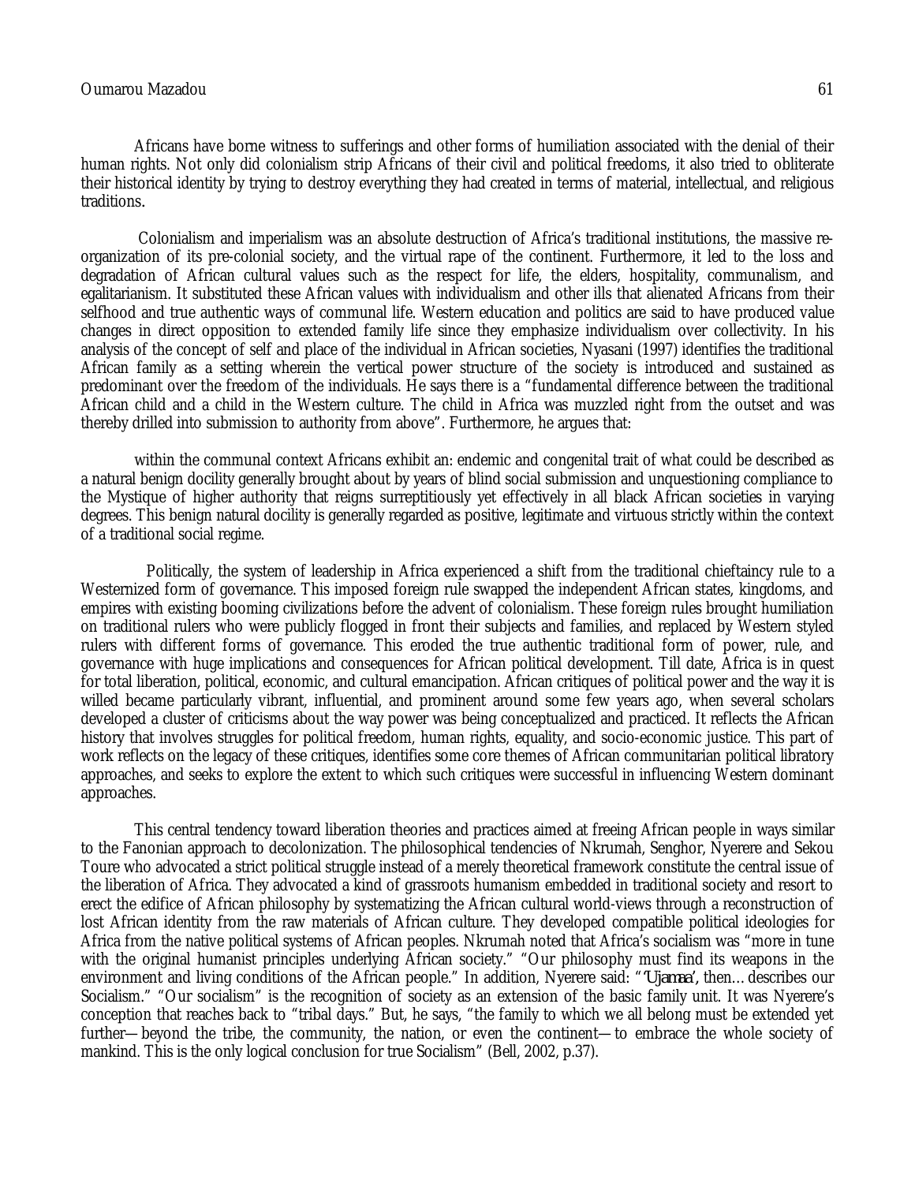Africans have borne witness to sufferings and other forms of humiliation associated with the denial of their human rights. Not only did colonialism strip Africans of their civil and political freedoms, it also tried to obliterate their historical identity by trying to destroy everything they had created in terms of material, intellectual, and religious traditions.

Colonialism and imperialism was an absolute destruction of Africa's traditional institutions, the massive re-organization of its pre-colonial society, and the virtual rape of the continent. Furthermore, it led to the loss and degradation of African cultural values such as the respect for life, the elders, hospitality, communalism, and egalitarianism. It substituted these African values with individualism and other ills that alienated Africans from their selfhood and true authentic ways of communal life. Western education and politics are said to have produced value changes in direct opposition to extended family life since they emphasize individualism over collectivity. In his analysis of the concept of self and place of the individual in African societies, Nyasani (1997) identifies the traditional African family as a setting wherein the vertical power structure of the society is introduced and sustained as predominant over the freedom of the individuals. He says there is a "fundamental difference between the traditional African child and a child in the Western culture. The child in Africa was muzzled right from the outset and was thereby drilled into submission to authority from above". Furthermore, he argues that:

> within the communal context Africans exhibit an: endemic and congenital trait of what could be described as a natural benign docility generally brought about by years of blind social submission and unquestioning compliance to the Mystique of higher authority that reigns surreptitiously yet effectively in all black African societies in varying degrees. This benign natural docility is generally regarded as positive, legitimate and virtuous strictly within the context of a traditional social regime.

Politically, the system of leadership in Africa experienced a shift from the traditional chieftaincy rule to a Westernized form of governance. This imposed foreign rule swapped the independent African states, kingdoms, and empires with existing booming civilizations before the advent of colonialism. These foreign rules brought humiliation on traditional rulers who were publicly flogged in front their subjects and families, and replaced by Western styled rulers with different forms of governance. This eroded the true authentic traditional form of power, rule, and governance with huge implications and consequences for African political development. Till date, Africa is in quest for total liberation, political, economic, and cultural emancipation. African critiques of political power and the way it is willed became particularly vibrant, influential, and prominent around some few years ago, when several scholars developed a cluster of criticisms about the way power was being conceptualized and practiced. It reflects the African history that involves struggles for political freedom, human rights, equality, and socio-economic justice. This part of work reflects on the legacy of these critiques, identifies some core themes of African communitarian political libratory approaches, and seeks to explore the extent to which such critiques were successful in influencing Western dominant approaches.

This central tendency toward liberation theories and practices aimed at freeing African people in ways similar to the Fanonian approach to decolonization. The philosophical tendencies of Nkrumah, Senghor, Nyerere and Sekou Toure who advocated a strict political struggle instead of a merely theoretical framework constitute the central issue of the liberation of Africa. They advocated a kind of grassroots humanism embedded in traditional society and resort to erect the edifice of African philosophy by systematizing the African cultural world-views through a reconstruction of lost African identity from the raw materials of African culture. They developed compatible political ideologies for Africa from the native political systems of African peoples. Nkrumah noted that Africa's socialism was "more in tune with the original humanist principles underlying African society." "Our philosophy must find its weapons in the environment and living conditions of the African people." In addition, Nyerere said: "*'Ujamaa'*, then… describes our Socialism." "Our socialism" is the recognition of society as an extension of the basic family unit. It was Nyerere's conception that reaches back to "tribal days." But, he says, "the family to which we all belong must be extended yet further—beyond the tribe, the community, the nation, or even the continent—to embrace the whole society of mankind. This is the only logical conclusion for true Socialism" (Bell, 2002, p.37).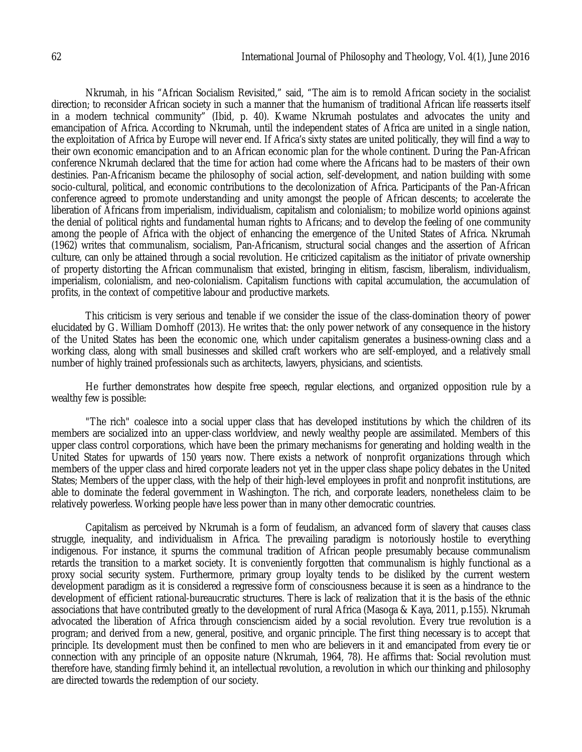Nkrumah, in his "African Socialism Revisited," said, "The aim is to remold African society in the socialist direction; to reconsider African society in such a manner that the humanism of traditional African life reasserts itself in a modern technical community" (Ibid, p. 40). Kwame Nkrumah postulates and advocates the unity and emancipation of Africa. According to Nkrumah, until the independent states of Africa are united in a single nation, the exploitation of Africa by Europe will never end. If Africa's sixty states are united politically, they will find a way to their own economic emancipation and to an African economic plan for the whole continent. During the Pan-African conference Nkrumah declared that the time for action had come where the Africans had to be masters of their own destinies. Pan-Africanism became the philosophy of social action, self-development, and nation building with some socio-cultural, political, and economic contributions to the decolonization of Africa. Participants of the Pan-African conference agreed to promote understanding and unity amongst the people of African descents; to accelerate the liberation of Africans from imperialism, individualism, capitalism and colonialism; to mobilize world opinions against the denial of political rights and fundamental human rights to Africans; and to develop the feeling of one community among the people of Africa with the object of enhancing the emergence of the United States of Africa. Nkrumah (1962) writes that communalism, socialism, Pan-Africanism, structural social changes and the assertion of African culture, can only be attained through a social revolution. He criticized capitalism as the initiator of private ownership of property distorting the African communalism that existed, bringing in elitism, fascism, liberalism, individualism, imperialism, colonialism, and neo-colonialism. Capitalism functions with capital accumulation, the accumulation of profits, in the context of competitive labour and productive markets.

This criticism is very serious and tenable if we consider the issue of the class-domination theory of power elucidated by G. William Domhoff (2013). He writes that: the only power network of any consequence in the history of the United States has been the economic one, which under capitalism generates a business-owning class and a working class, along with small businesses and skilled craft workers who are self-employed, and a relatively small number of highly trained professionals such as architects, lawyers, physicians, and scientists.

He further demonstrates how despite free speech, regular elections, and organized opposition rule by a wealthy few is possible:

"The rich" coalesce into a social upper class that has developed institutions by which the children of its members are socialized into an upper-class worldview, and newly wealthy people are assimilated. Members of this upper class control corporations, which have been the primary mechanisms for generating and holding wealth in the United States for upwards of 150 years now. There exists a network of nonprofit organizations through which members of the upper class and hired corporate leaders not yet in the upper class shape policy debates in the United States; Members of the upper class, with the help of their high-level employees in profit and nonprofit institutions, are able to dominate the federal government in Washington. The rich, and corporate leaders, nonetheless claim to be relatively powerless. Working people have less power than in many other democratic countries.

Capitalism as perceived by Nkrumah is a form of feudalism, an advanced form of slavery that causes class struggle, inequality, and individualism in Africa. The prevailing paradigm is notoriously hostile to everything indigenous. For instance, it spurns the communal tradition of African people presumably because communalism retards the transition to a market society. It is conveniently forgotten that communalism is highly functional as a proxy social security system. Furthermore, primary group loyalty tends to be disliked by the current western development paradigm as it is considered a regressive form of consciousness because it is seen as a hindrance to the development of efficient rational-bureaucratic structures. There is lack of realization that it is the basis of the ethnic associations that have contributed greatly to the development of rural Africa (Masoga & Kaya, 2011, p.155). Nkrumah advocated the liberation of Africa through consciencism aided by a social revolution. Every true revolution is a program; and derived from a new, general, positive, and organic principle. The first thing necessary is to accept that principle. Its development must then be confined to men who are believers in it and emancipated from every tie or connection with any principle of an opposite nature (Nkrumah, 1964, 78). He affirms that: Social revolution must therefore have, standing firmly behind it, an intellectual revolution, a revolution in which our thinking and philosophy are directed towards the redemption of our society.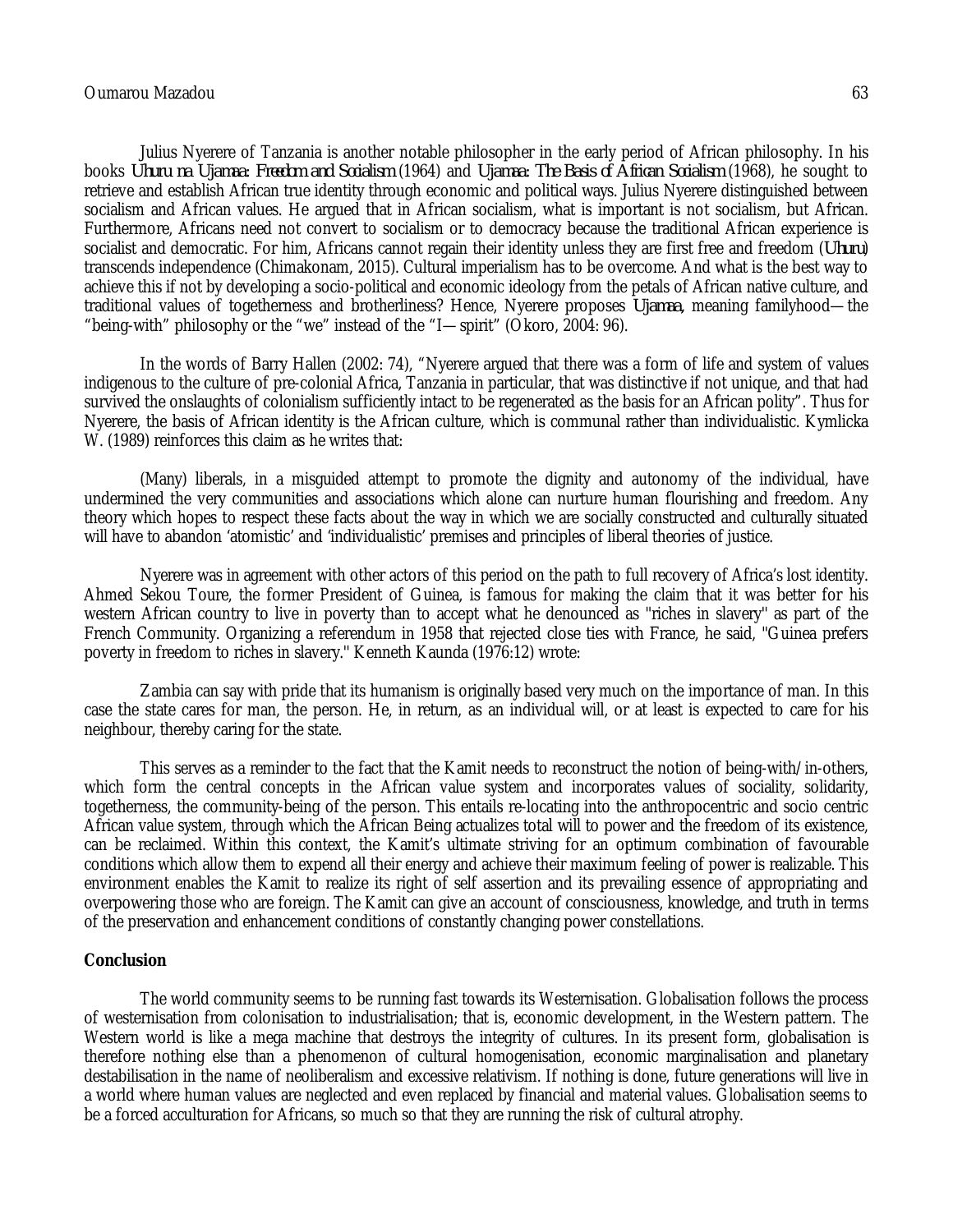Julius Nyerere of Tanzania is another notable philosopher in the early period of African philosophy. In his books *Uhuru na Ujamaa: Freedom and Socialism* (1964) and *Ujamaa: The Basis of African Socialism* (1968), he sought to retrieve and establish African true identity through economic and political ways. Julius Nyerere distinguished between socialism and African values. He argued that in African socialism, what is important is not socialism, but African. Furthermore, Africans need not convert to socialism or to democracy because the traditional African experience is socialist and democratic. For him, Africans cannot regain their identity unless they are first free and freedom (*Uhuru*) transcends independence (Chimakonam, 2015). Cultural imperialism has to be overcome. And what is the best way to achieve this if not by developing a socio-political and economic ideology from the petals of African native culture, and traditional values of togetherness and brotherliness? Hence, Nyerere proposes *Ujamaa*, meaning familyhood—the "being-with" philosophy or the "we" instead of the "I—spirit" (Okoro, 2004: 96).

In the words of Barry Hallen (2002: 74), "Nyerere argued that there was a form of life and system of values indigenous to the culture of pre-colonial Africa, Tanzania in particular, that was distinctive if not unique, and that had survived the onslaughts of colonialism sufficiently intact to be regenerated as the basis for an African polity". Thus for Nyerere, the basis of African identity is the African culture, which is communal rather than individualistic. Kymlicka W. (1989) reinforces this claim as he writes that:

> (Many) liberals, in a misguided attempt to promote the dignity and autonomy of the individual, have undermined the very communities and associations which alone can nurture human flourishing and freedom. Any theory which hopes to respect these facts about the way in which we are socially constructed and culturally situated will have to abandon 'atomistic' and 'individualistic' premises and principles of liberal theories of justice.

Nyerere was in agreement with other actors of this period on the path to full recovery of Africa's lost identity. Ahmed Sekou Toure, the former President of Guinea, is famous for making the claim that it was better for his western African country to live in poverty than to accept what he denounced as "riches in slavery" as part of the French Community. Organizing a referendum in 1958 that rejected close ties with France, he said, "Guinea prefers poverty in freedom to riches in slavery." Kenneth Kaunda (1976:12) wrote:

> Zambia can say with pride that its humanism is originally based very much on the importance of man. In this case the state cares for man, the person. He, in return, as an individual will, or at least is expected to care for his neighbour, thereby caring for the state.

This serves as a reminder to the fact that the Kamit needs to reconstruct the notion of being-with/in-others, which form the central concepts in the African value system and incorporates values of sociality, solidarity, togetherness, the community-being of the person. This entails re-locating into the anthropocentric and socio centric African value system, through which the African Being actualizes total will to power and the freedom of its existence, can be reclaimed. Within this context, the Kamit's ultimate striving for an optimum combination of favourable conditions which allow them to expend all their energy and achieve their maximum feeling of power is realizable. This environment enables the Kamit to realize its right of self assertion and its prevailing essence of appropriating and overpowering those who are foreign. The Kamit can give an account of consciousness, knowledge, and truth in terms of the preservation and enhancement conditions of constantly changing power constellations.

## Conclusion

The world community seems to be running fast towards its Westernisation. Globalisation follows the process of westernisation from colonisation to industrialisation; that is, economic development, in the Western pattern. The Western world is like a mega machine that destroys the integrity of cultures. In its present form, globalisation is therefore nothing else than a phenomenon of cultural homogenisation, economic marginalisation and planetary destabilisation in the name of neoliberalism and excessive relativism. If nothing is done, future generations will live in a world where human values are neglected and even replaced by financial and material values. Globalisation seems to be a forced acculturation for Africans, so much so that they are running the risk of cultural atrophy.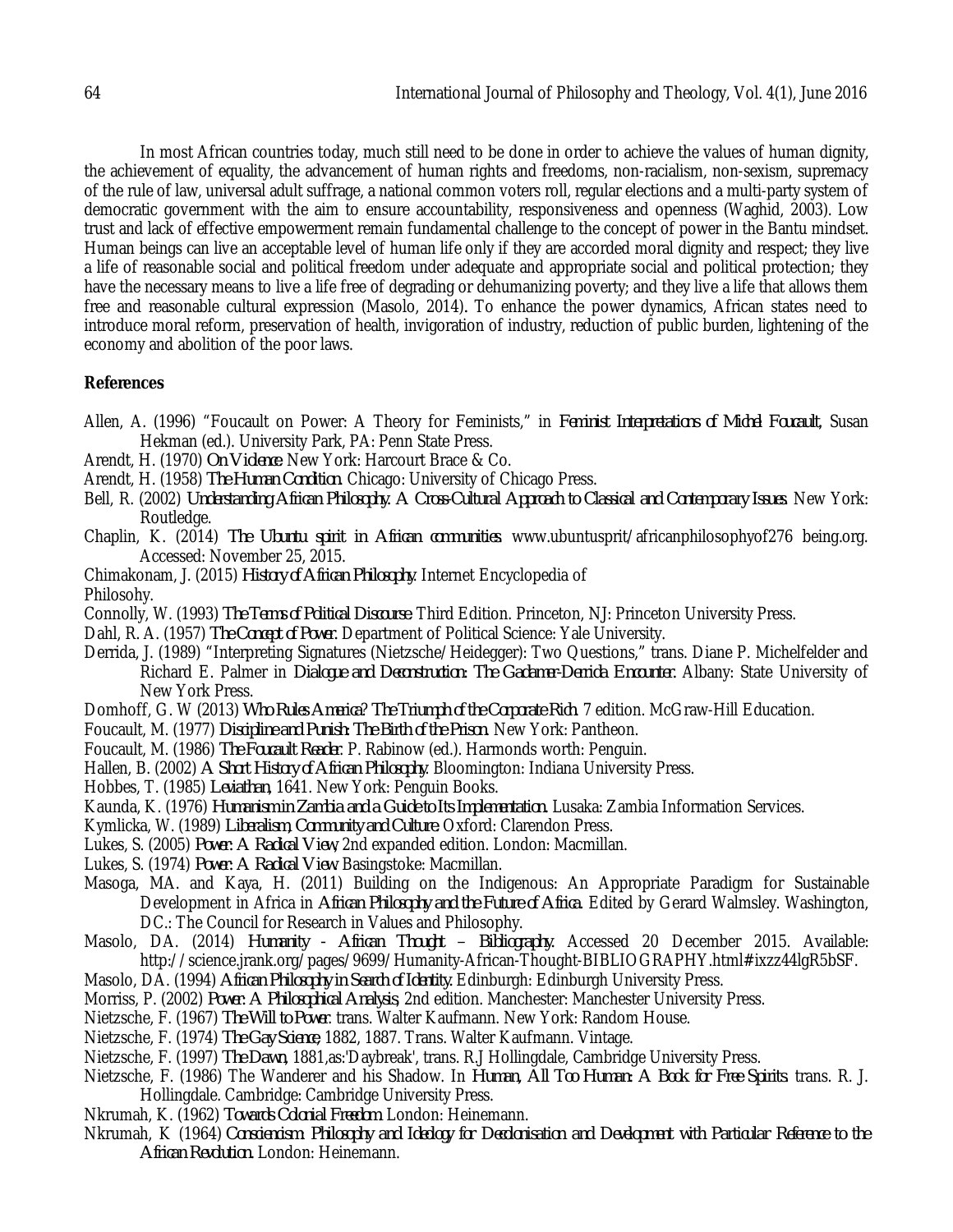In most African countries today, much still need to be done in order to achieve the values of human dignity, the achievement of equality, the advancement of human rights and freedoms, non-racialism, non-sexism, supremacy of the rule of law, universal adult suffrage, a national common voters roll, regular elections and a multi-party system of democratic government with the aim to ensure accountability, responsiveness and openness (Waghid, 2003). Low trust and lack of effective empowerment remain fundamental challenge to the concept of power in the Bantu mindset. Human beings can live an acceptable level of human life only if they are accorded moral dignity and respect; they live a life of reasonable social and political freedom under adequate and appropriate social and political protection; they have the necessary means to live a life free of degrading or dehumanizing poverty; and they live a life that allows them free and reasonable cultural expression (Masolo, 2014). To enhance the power dynamics, African states need to introduce moral reform, preservation of health, invigoration of industry, reduction of public burden, lightening of the economy and abolition of the poor laws.

## References

Allen, A. (1996) "Foucault on Power: A Theory for Feminists," in *Feminist Interpretations of Michel Foucault*, Susan Hekman (ed.). University Park, PA: Penn State Press.

Arendt, H. (1970) *On Violence*. New York: Harcourt Brace & Co.

Arendt, H. (1958) *The Human Condition*. Chicago: University of Chicago Press.

Bell, R. (2002) *Understanding African Philosophy. A Cross-Cultural Approach to Classical and Contemporary Issues*. New York: Routledge.

Chaplin, K. (2014) *The Ubuntu spirit in African communities*. www.ubuntusprit/africanphilosophyof276 being.org. Accessed: November 25, 2015.

Chimakonam, J. (2015) *History of African Philosophy*. Internet Encyclopedia of Philosohy.

Connolly, W. (1993) *The Terms of Political Discourse*. Third Edition. Princeton, NJ: Princeton University Press.

Dahl, R. A. (1957) *The Concept of Power*. Department of Political Science: Yale University.

Derrida, J. (1989) "Interpreting Signatures (Nietzsche/Heidegger): Two Questions," trans. Diane P. Michelfelder and Richard E. Palmer in *Dialogue and Deconstruction: The Gadamer-Derrida Encounter*. Albany: State University of New York Press.

Domhoff, G. W (2013) *Who Rules America? The Triumph of the Corporate Rich*. 7 edition. McGraw-Hill Education.

Foucault, M. (1977) *Discipline and Punish: The Birth of the Prison*. New York: Pantheon.

Foucault, M. (1986) *The Foucault Reader*. P. Rabinow (ed.). Harmonds worth: Penguin.

Hallen, B. (2002) *A Short History of African Philosophy*. Bloomington: Indiana University Press.

Hobbes, T. (1985) *Leviathan*, 1641. New York: Penguin Books.

Kaunda, K. (1976) *Humanism in Zambia and a Guide to Its Implementation*. Lusaka: Zambia Information Services.

Kymlicka, W. (1989) *Liberalism, Community and Culture*. Oxford: Clarendon Press.

Lukes, S. (2005) *Power: A Radical View*, 2nd expanded edition. London: Macmillan.

Lukes, S. (1974) *Power: A Radical View*. Basingstoke: Macmillan.

Masoga, MA. and Kaya, H. (2011) Building on the Indigenous: An Appropriate Paradigm for Sustainable Development in Africa in *African Philosophy and the Future of Africa*. Edited by Gerard Walmsley. Washington, DC.: The Council for Research in Values and Philosophy.

Masolo, DA. (2014) *Humanity - African Thought – Bibliography*. Accessed 20 December 2015. Available: http://science.jrank.org/pages/9699/Humanity-African-Thought-BIBLIOGRAPHY.html#ixzz44lgR5bSF.

Masolo, DA. (1994) *African Philosophy in Search of Identity*. Edinburgh: Edinburgh University Press.

Morriss, P. (2002) *Power: A Philosophical Analysis*, 2nd edition. Manchester: Manchester University Press.

Nietzsche, F. (1967) *The Will to Power*. trans. Walter Kaufmann. New York: Random House.

Nietzsche, F. (1974) *The Gay Science*, 1882, 1887. Trans. Walter Kaufmann. Vintage.

Nietzsche, F. (1997) *The Dawn*, 1881,as:'Daybreak', trans. R.J Hollingdale, Cambridge University Press.

Nietzsche, F. (1986) The Wanderer and his Shadow. In *Human, All Too Human: A Book for Free Spirits*. trans. R. J. Hollingdale. Cambridge: Cambridge University Press.

Nkrumah, K. (1962) *Towards Colonial Freedom*. London: Heinemann.

Nkrumah, K (1964) *Consciencism: Philosophy and Ideology for Decolonisation and Development with Particular Reference to the African Revolution*. London: Heinemann.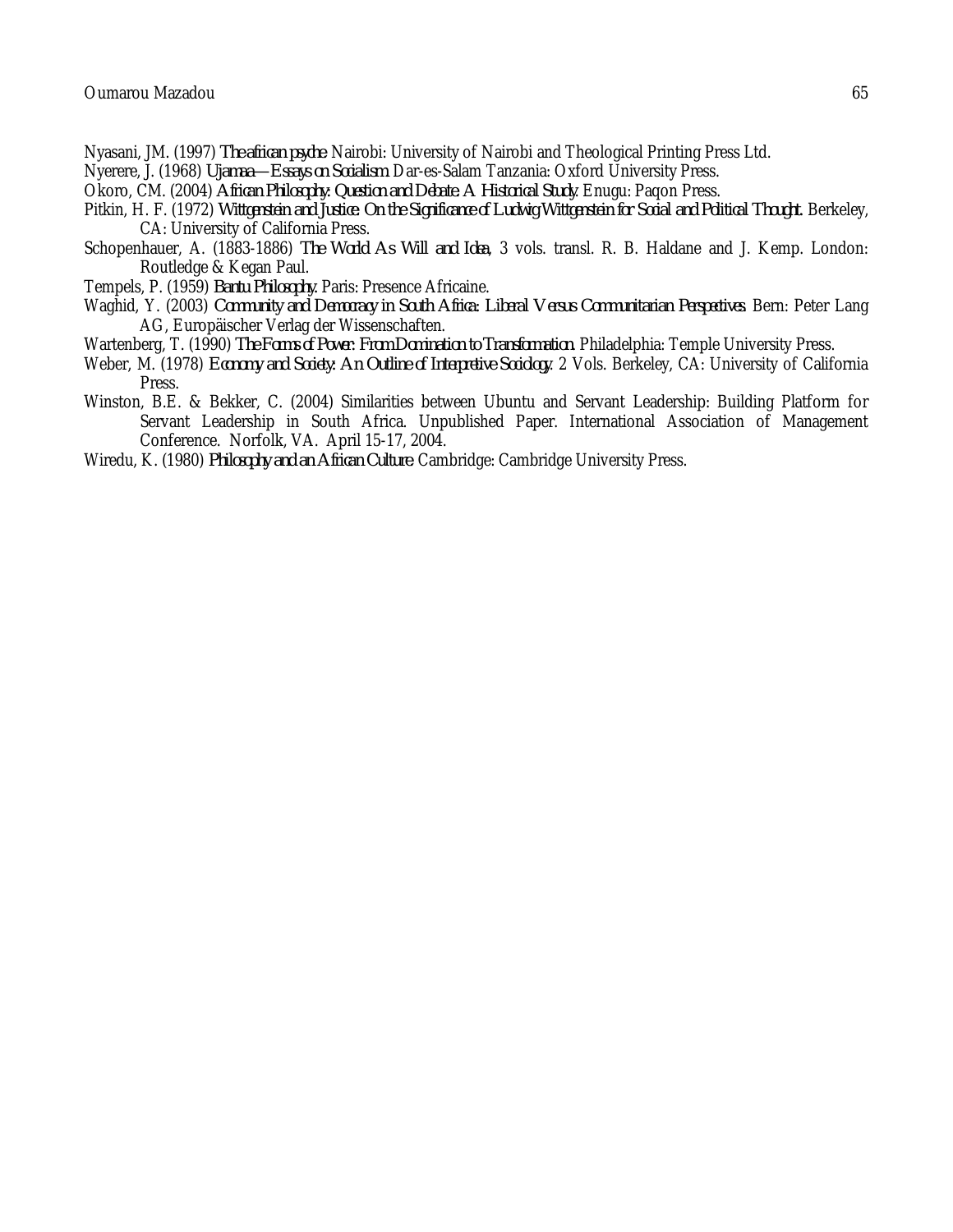Nyasani, JM. (1997) *The african psyche.* Nairobi: University of Nairobi and Theological Printing Press Ltd.

Nyerere, J. (1968) *Ujamaa—Essays on Socialism.* Dar-es-Salam Tanzania: Oxford University Press.

Okoro, CM. (2004) *African Philosophy: Question and Debate. A Historical Study.* Enugu: Paqon Press.

Pitkin, H. F. (1972) *Wittgenstein and Justice: On the Significance of Ludwig Wittgenstein for Social and Political Thought.* Berkeley, CA: University of California Press.

Schopenhauer, A. (1883-1886) *The World As Will and Idea*, 3 vols. transl. R. B. Haldane and J. Kemp. London: Routledge & Kegan Paul.

Tempels, P. (1959) *Bantu Philosophy.* Paris: Presence Africaine.

Waghid, Y. (2003) *Community and Democracy in South Africa: Liberal Versus Communitarian Perspectives.* Bern: Peter Lang AG, Europäischer Verlag der Wissenschaften.

Wartenberg, T. (1990) *The Forms of Power: From Domination to Transformation.* Philadelphia: Temple University Press.

Weber, M. (1978) *Economy and Society: An Outline of Interpretive Sociology.* 2 Vols. Berkeley, CA: University of California Press.

Winston, B.E. & Bekker, C. (2004) Similarities between Ubuntu and Servant Leadership: Building Platform for Servant Leadership in South Africa. Unpublished Paper. International Association of Management Conference. Norfolk, VA. April 15-17, 2004.

Wiredu, K. (1980) *Philosophy and an African Culture.* Cambridge: Cambridge University Press.